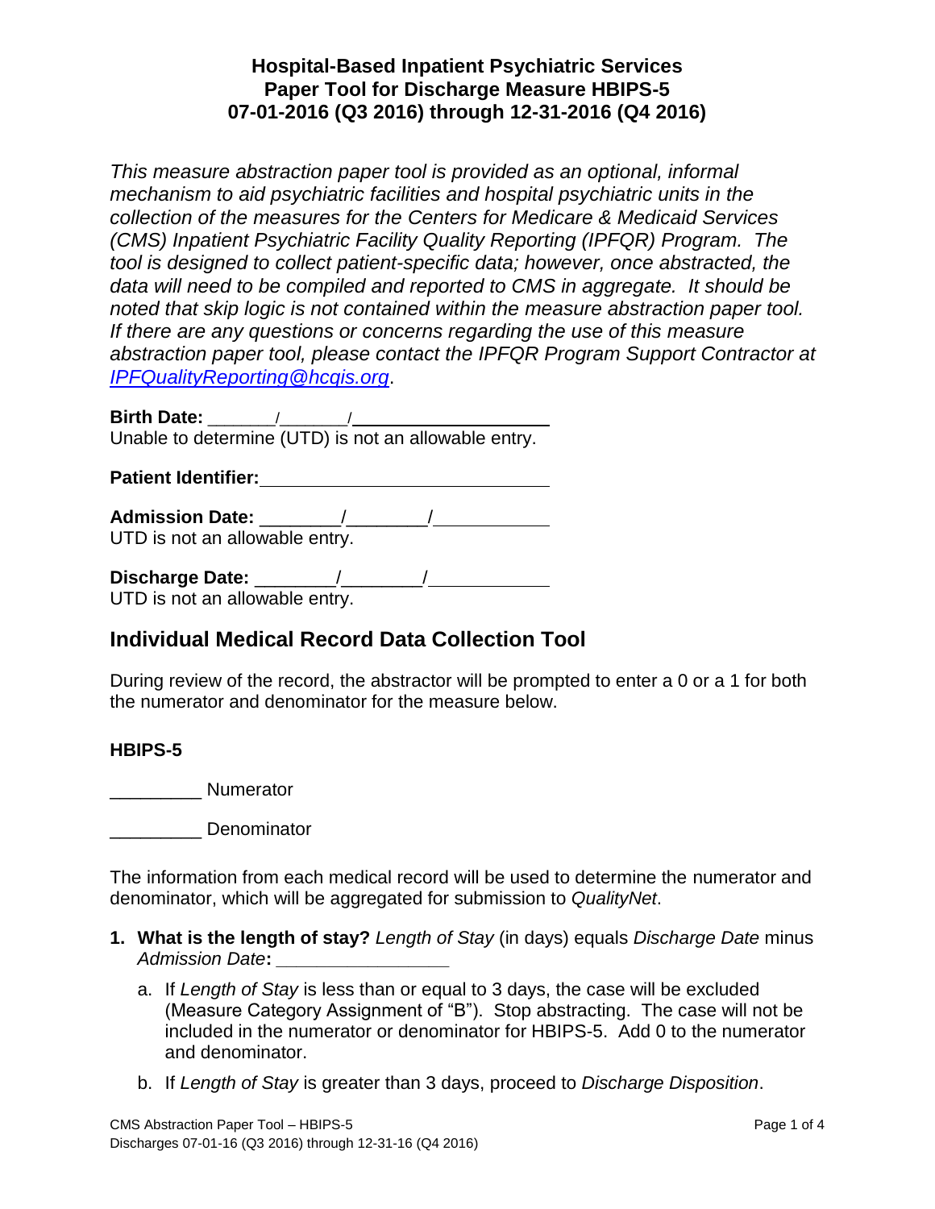# Hospital-Based Inpatient Psychiatric Services
# Paper Tool for Discharge Measure HBIPS-5
# 07-01-2016 (Q3 2016) through 12-31-2016 (Q4 2016)

*This measure abstraction paper tool is provided as an optional, informal mechanism to aid psychiatric facilities and hospital psychiatric units in the collection of the measures for the Centers for Medicare & Medicaid Services (CMS) Inpatient Psychiatric Facility Quality Reporting (IPFQR) Program. The tool is designed to collect patient-specific data; however, once abstracted, the data will need to be compiled and reported to CMS in aggregate. It should be noted that skip logic is not contained within the measure abstraction paper tool. If there are any questions or concerns regarding the use of this measure abstraction paper tool, please contact the IPFQR Program Support Contractor at [IPFQualityReporting@hcqis.org](mailto:IPFQualityReporting@hcqis.org).*

**Birth Date:** _______/_______/____________________
Unable to determine (UTD) is not an allowable entry.

**Patient Identifier:**____________________________

**Admission Date:** ________/________/___________
UTD is not an allowable entry.

**Discharge Date:** ________/________/___________
UTD is not an allowable entry.

## Individual Medical Record Data Collection Tool

During review of the record, the abstractor will be prompted to enter a 0 or a 1 for both the numerator and denominator for the measure below.

### HBIPS-5

_________ Numerator

_________ Denominator

The information from each medical record will be used to determine the numerator and denominator, which will be aggregated for submission to *QualityNet*.

1. **What is the length of stay?** *Length of Stay* (in days) equals *Discharge Date* minus *Admission Date*: _________________
   a. If *Length of Stay* is less than or equal to 3 days, the case will be excluded (Measure Category Assignment of "B"). Stop abstracting. The case will not be included in the numerator or denominator for HBIPS-5. Add 0 to the numerator and denominator.
   b. If *Length of Stay* is greater than 3 days, proceed to *Discharge Disposition*.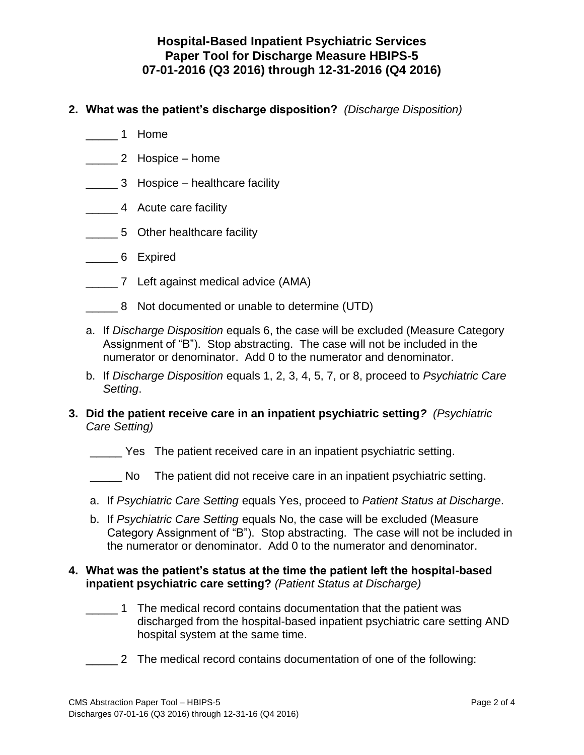**Hospital-Based Inpatient Psychiatric Services**
**Paper Tool for Discharge Measure HBIPS-5**
**07-01-2016 (Q3 2016) through 12-31-2016 (Q4 2016)**

**2. What was the patient's discharge disposition?** *(Discharge Disposition)*

_____ 1 Home

_____ 2 Hospice – home

_____ 3 Hospice – healthcare facility

_____ 4 Acute care facility

_____ 5 Other healthcare facility

_____ 6 Expired

_____ 7 Left against medical advice (AMA)

_____ 8 Not documented or unable to determine (UTD)

a. If *Discharge Disposition* equals 6, the case will be excluded (Measure Category Assignment of "B"). Stop abstracting. The case will not be included in the numerator or denominator. Add 0 to the numerator and denominator.

b. If *Discharge Disposition* equals 1, 2, 3, 4, 5, 7, or 8, proceed to *Psychiatric Care Setting*.

**3. Did the patient receive care in an inpatient psychiatric setting*?*** *(Psychiatric Care Setting)*

_____ Yes The patient received care in an inpatient psychiatric setting.

_____ No The patient did not receive care in an inpatient psychiatric setting.

a. If *Psychiatric Care Setting* equals Yes, proceed to *Patient Status at Discharge*.

b. If *Psychiatric Care Setting* equals No, the case will be excluded (Measure Category Assignment of "B"). Stop abstracting. The case will not be included in the numerator or denominator. Add 0 to the numerator and denominator.

**4. What was the patient's status at the time the patient left the hospital-based inpatient psychiatric care setting?** *(Patient Status at Discharge)*

_____ 1 The medical record contains documentation that the patient was discharged from the hospital-based inpatient psychiatric care setting AND hospital system at the same time.

_____ 2 The medical record contains documentation of one of the following: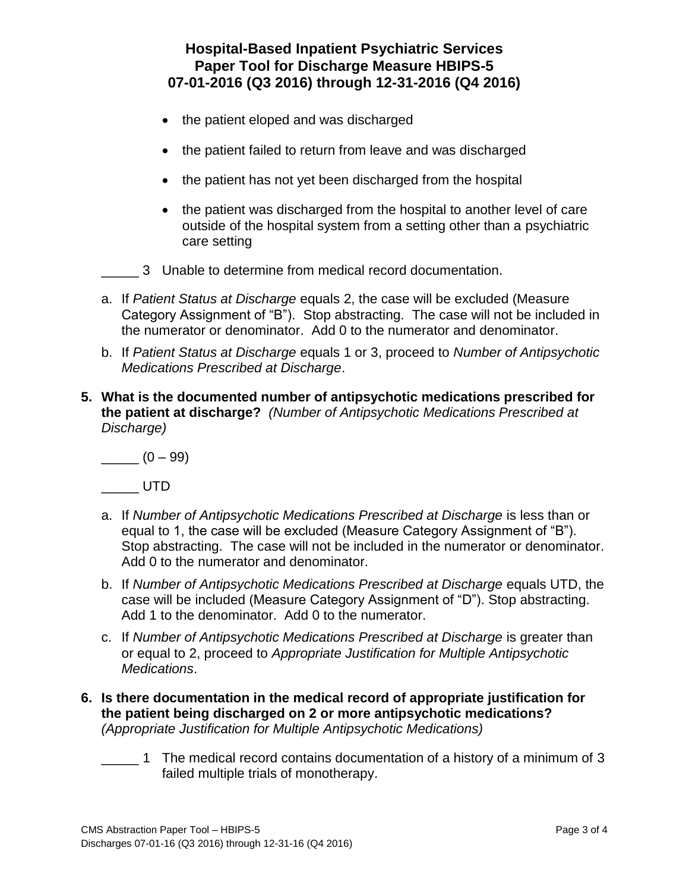- the patient eloped and was discharged
- the patient failed to return from leave and was discharged
- the patient has not yet been discharged from the hospital
- the patient was discharged from the hospital to another level of care outside of the hospital system from a setting other than a psychiatric care setting

_____ 3 Unable to determine from medical record documentation.

a. If *Patient Status at Discharge* equals 2, the case will be excluded (Measure Category Assignment of "B"). Stop abstracting. The case will not be included in the numerator or denominator. Add 0 to the numerator and denominator.

b. If *Patient Status at Discharge* equals 1 or 3, proceed to *Number of Antipsychotic Medications Prescribed at Discharge*.

**5. What is the documented number of antipsychotic medications prescribed for the patient at discharge?** *(Number of Antipsychotic Medications Prescribed at Discharge)*

_____ (0 – 99)

_____ UTD

a. If *Number of Antipsychotic Medications Prescribed at Discharge* is less than or equal to 1, the case will be excluded (Measure Category Assignment of "B"). Stop abstracting. The case will not be included in the numerator or denominator. Add 0 to the numerator and denominator.

b. If *Number of Antipsychotic Medications Prescribed at Discharge* equals UTD, the case will be included (Measure Category Assignment of "D"). Stop abstracting. Add 1 to the denominator. Add 0 to the numerator.

c. If *Number of Antipsychotic Medications Prescribed at Discharge* is greater than or equal to 2, proceed to *Appropriate Justification for Multiple Antipsychotic Medications*.

**6. Is there documentation in the medical record of appropriate justification for the patient being discharged on 2 or more antipsychotic medications?** *(Appropriate Justification for Multiple Antipsychotic Medications)*

_____ 1 The medical record contains documentation of a history of a minimum of 3 failed multiple trials of monotherapy.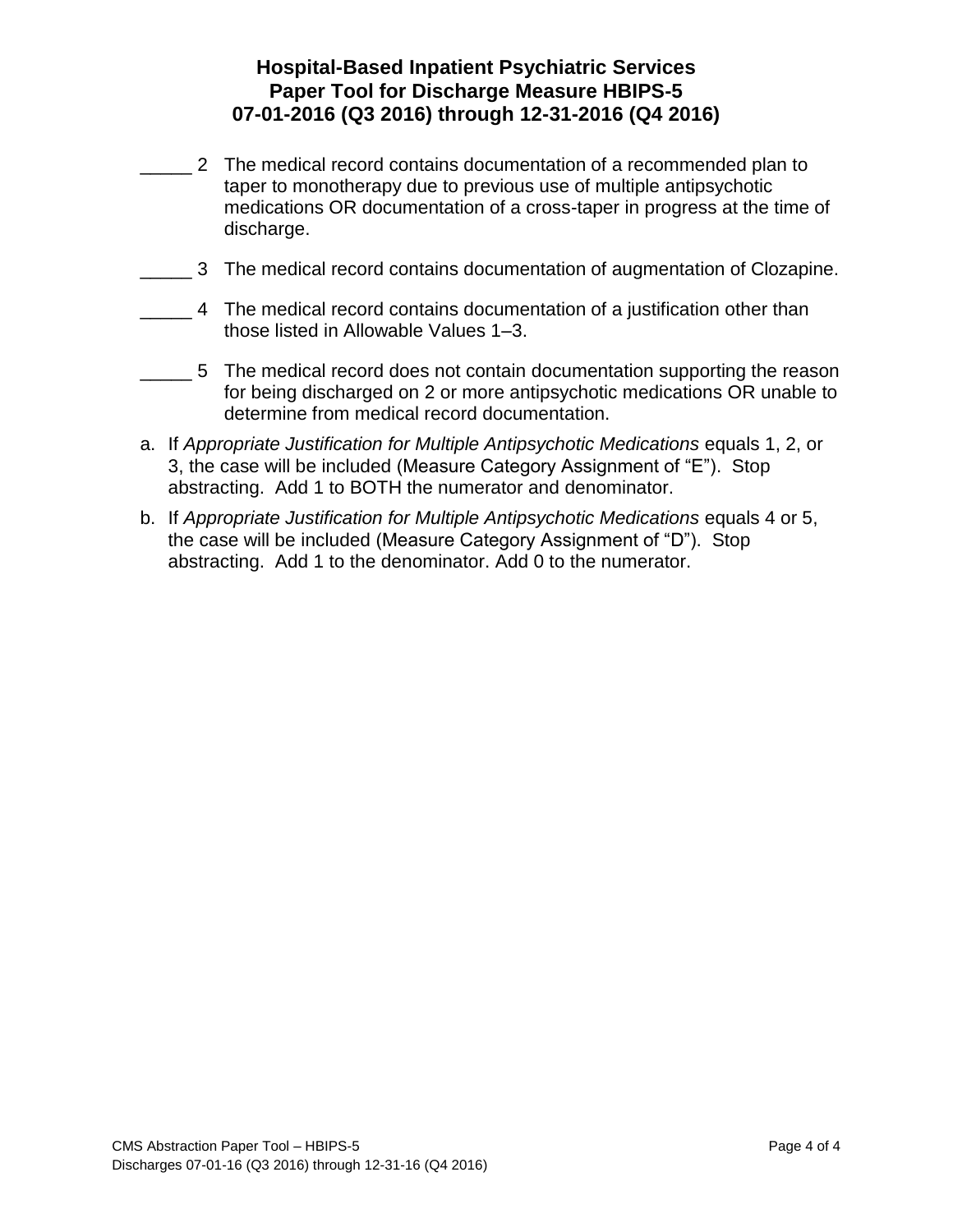# Hospital-Based Inpatient Psychiatric Services
# Paper Tool for Discharge Measure HBIPS-5
# 07-01-2016 (Q3 2016) through 12-31-2016 (Q4 2016)

_____ 2 The medical record contains documentation of a recommended plan to taper to monotherapy due to previous use of multiple antipsychotic medications OR documentation of a cross-taper in progress at the time of discharge.

_____ 3 The medical record contains documentation of augmentation of Clozapine.

_____ 4 The medical record contains documentation of a justification other than those listed in Allowable Values 1–3.

_____ 5 The medical record does not contain documentation supporting the reason for being discharged on 2 or more antipsychotic medications OR unable to determine from medical record documentation.

a. If *Appropriate Justification for Multiple Antipsychotic Medications* equals 1, 2, or 3, the case will be included (Measure Category Assignment of "E"). Stop abstracting. Add 1 to BOTH the numerator and denominator.

b. If *Appropriate Justification for Multiple Antipsychotic Medications* equals 4 or 5, the case will be included (Measure Category Assignment of "D"). Stop abstracting. Add 1 to the denominator. Add 0 to the numerator.